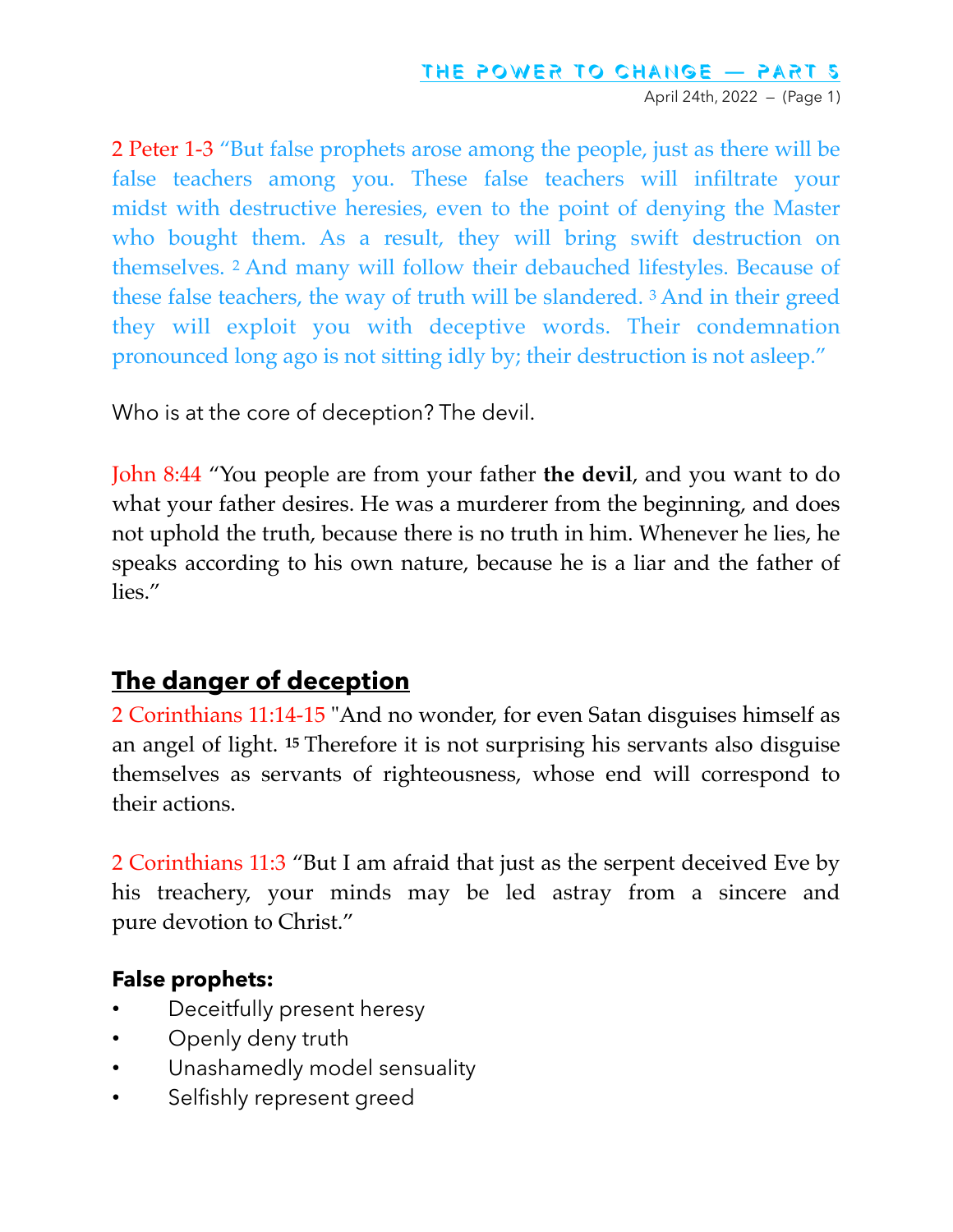# THE POWER TO CHANGE — PART 5

April 24th, 2022 – (Page 1)

2 Peter 1-3 "But false prophets arose among the people, just as there will be false teachers among you. These false teachers will infiltrate your midst with destructive heresies, even to the point of denying the Master who bought them. As a result, they will bring swift destruction on themselves. [2] And many will follow their debauched lifestyles. Because of these false teachers, the way of truth will be slandered. [3] And in their greed they will exploit you with deceptive words. Their condemnation pronounced long ago is not sitting idly by; their destruction is not asleep."

Who is at the core of deception? The devil.

John 8:44 "You people are from your father **the devil**, and you want to do what your father desires. He was a murderer from the beginning, and does not uphold the truth, because there is no truth in him. Whenever he lies, he speaks according to his own nature, because he is a liar and the father of lies."

## The danger of deception

2 Corinthians 11:14-15 "And no wonder, for even Satan disguises himself as an angel of light. **[15]** Therefore it is not surprising his servants also disguise themselves as servants of righteousness, whose end will correspond to their actions.

2 Corinthians 11:3 "But I am afraid that just as the serpent deceived Eve by his treachery, your minds may be led astray from a sincere and pure devotion to Christ."

**False prophets:**

- Deceitfully present heresy
- Openly deny truth
- Unashamedly model sensuality
- Selfishly represent greed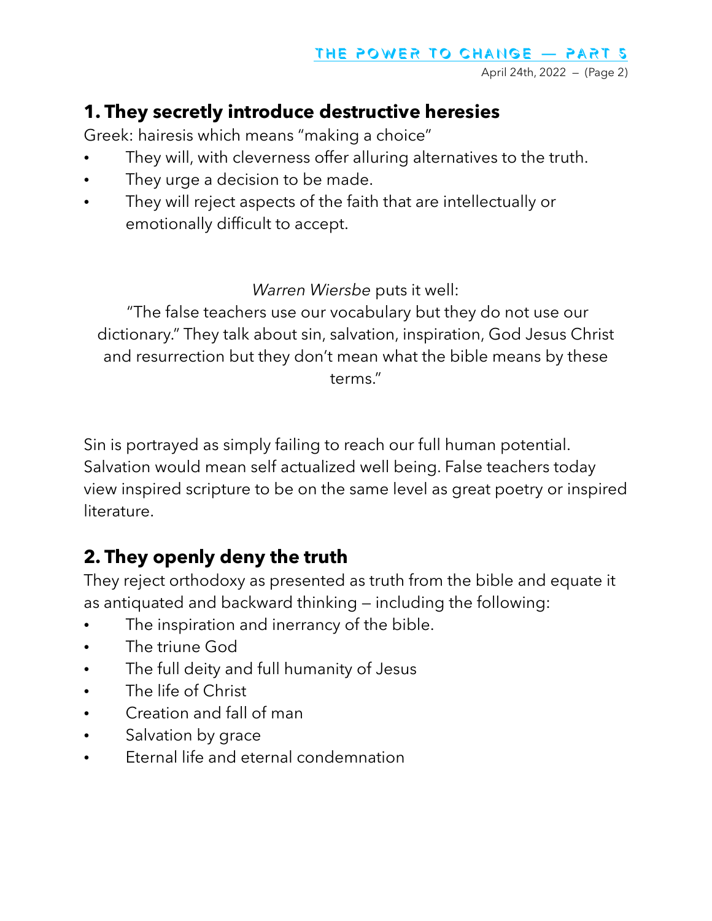## 1. They secretly introduce destructive heresies

Greek: hairesis which means "making a choice"

- They will, with cleverness offer alluring alternatives to the truth.
- They urge a decision to be made.
- They will reject aspects of the faith that are intellectually or emotionally difficult to accept.

*Warren Wiersbe* puts it well:

"The false teachers use our vocabulary but they do not use our dictionary." They talk about sin, salvation, inspiration, God Jesus Christ and resurrection but they don't mean what the bible means by these terms."

Sin is portrayed as simply failing to reach our full human potential. Salvation would mean self actualized well being. False teachers today view inspired scripture to be on the same level as great poetry or inspired literature.

## 2. They openly deny the truth

They reject orthodoxy as presented as truth from the bible and equate it as antiquated and backward thinking – including the following:

- The inspiration and inerrancy of the bible.
- The triune God
- The full deity and full humanity of Jesus
- The life of Christ
- Creation and fall of man
- Salvation by grace
- Eternal life and eternal condemnation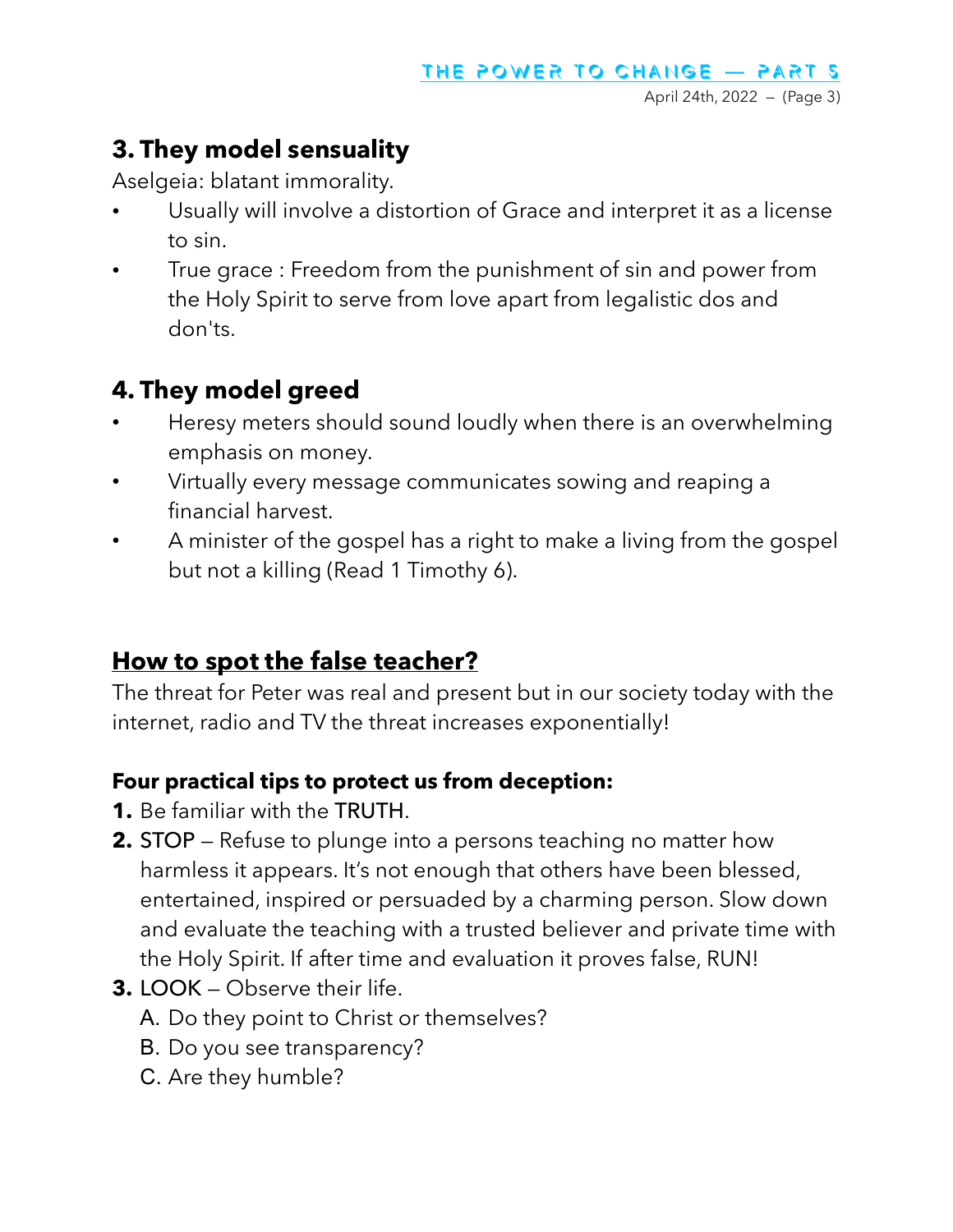### 3. They model sensuality

Aselgeia: blatant immorality.

- Usually will involve a distortion of Grace and interpret it as a license to sin.
- True grace : Freedom from the punishment of sin and power from the Holy Spirit to serve from love apart from legalistic dos and don'ts.

### 4. They model greed

- Heresy meters should sound loudly when there is an overwhelming emphasis on money.
- Virtually every message communicates sowing and reaping a financial harvest.
- A minister of the gospel has a right to make a living from the gospel but not a killing (Read 1 Timothy 6).

## <u>How to spot the false teacher?</u>

The threat for Peter was real and present but in our society today with the internet, radio and TV the threat increases exponentially!

**Four practical tips to protect us from deception:**

1. Be familiar with the TRUTH.
2. STOP – Refuse to plunge into a persons teaching no matter how harmless it appears. It's not enough that others have been blessed, entertained, inspired or persuaded by a charming person. Slow down and evaluate the teaching with a trusted believer and private time with the Holy Spirit. If after time and evaluation it proves false, RUN!
3. LOOK – Observe their life.
   A. Do they point to Christ or themselves?
   B. Do you see transparency?
   C. Are they humble?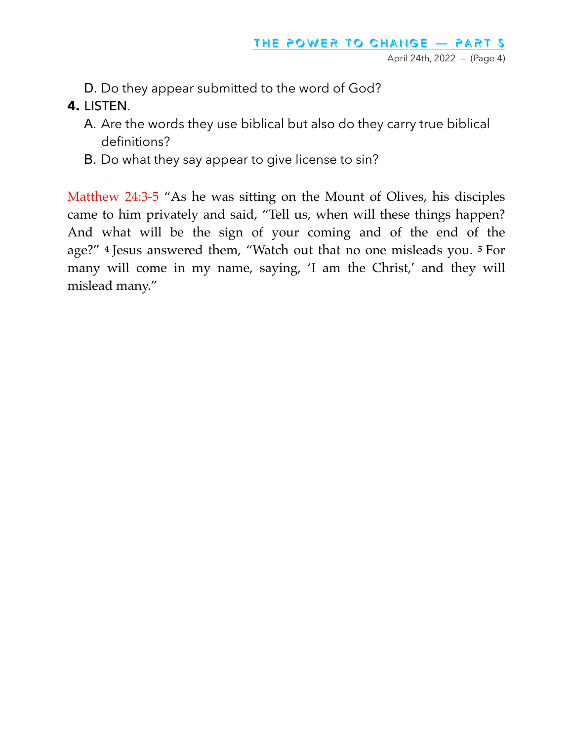D. Do they appear submitted to the word of God?

**4.** LISTEN.

A. Are the words they use biblical but also do they carry true biblical definitions?

B. Do what they say appear to give license to sin?

Matthew 24:3-5 "As he was sitting on the Mount of Olives, his disciples came to him privately and said, "Tell us, when will these things happen? And what will be the sign of your coming and of the end of the age?" **4** Jesus answered them, "Watch out that no one misleads you. **5** For many will come in my name, saying, 'I am the Christ,' and they will mislead many."